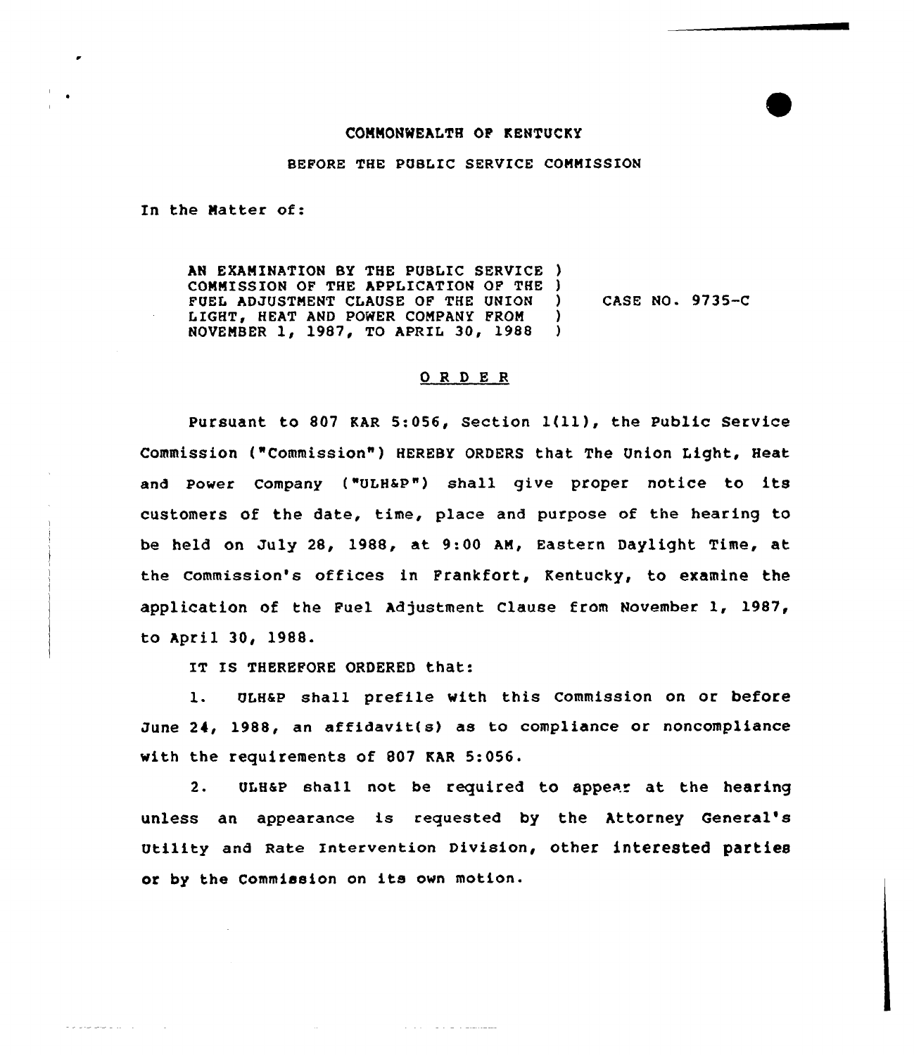COMMONWEALTH OF KENTUCKY

BEFORE THE PUBLIC SERVICE COMMISSION

In the Matter of:

AN EXAMINATION BY THE PUBLIC SERVICE COMMISSION OF THE APPLICATION OF THE FUEL ADJUSTMENT CLAUSE OF THE UNION LIGHT, HEAT AND POWER COMPANY FROM NOVEMBER 1, 1987, TO APRIL 30, 1988 ) CASE NO. 9735-C

## O R D E R

Pursuant to 807 KAR 5:056, Section 1(11), the Public Service Commission ("Commission") HEREBY ORDERS that The Union Light, Heat and Power Company ("ULH&P") shall give proper notice to its customers of the date, time, place and purpose of the hearing to be held on July 28, 1988, at 9:00 AM, Eastern Daylight Time, at the Commission's offices in Frankfort, Kentucky, to examine the application of the Fuel Adjustment Clause from November 1, 1987, to April 30, 1988.

IT IS THEREFORE ORDERED that:

1. ULH&P shall prefile with this Commission on or before June 24, 1988, an affidavit(s) as to compliance or noncompliance with the requirements of 807 KAR 5:056.

2. ULH&P shall not be required to appear at the hearing unless an appearance is requested by the Attorney General's Utility and Rate Intervention Division, other interested parties or by the Commission on its own motion.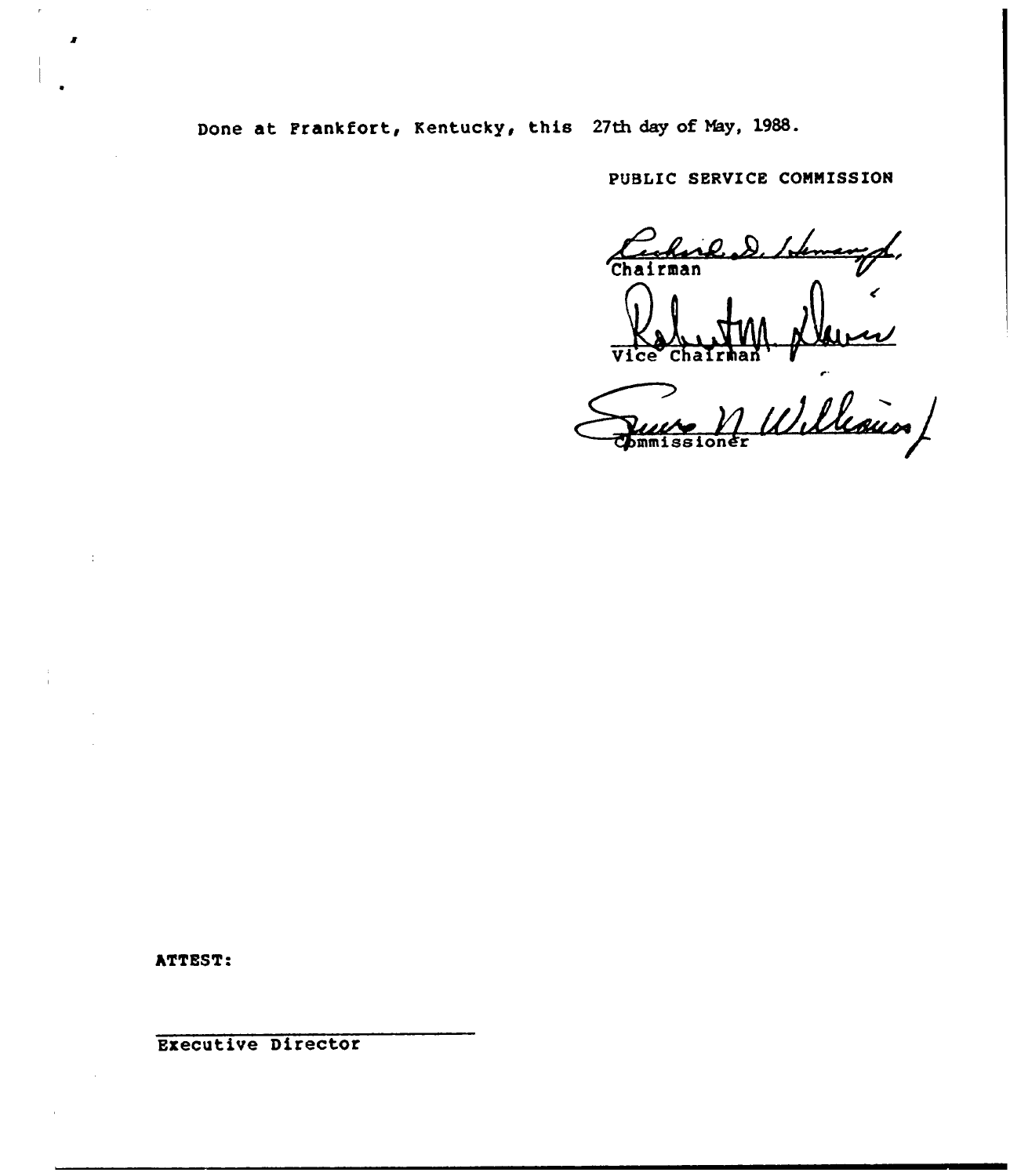Done at Frankfort, Kentucky, this 27th day of May, 1988.

PUBLIC SERVICE COMMISSION

Chairman

Vice Chairman

Commissioner

ATTEST:

Executive Director